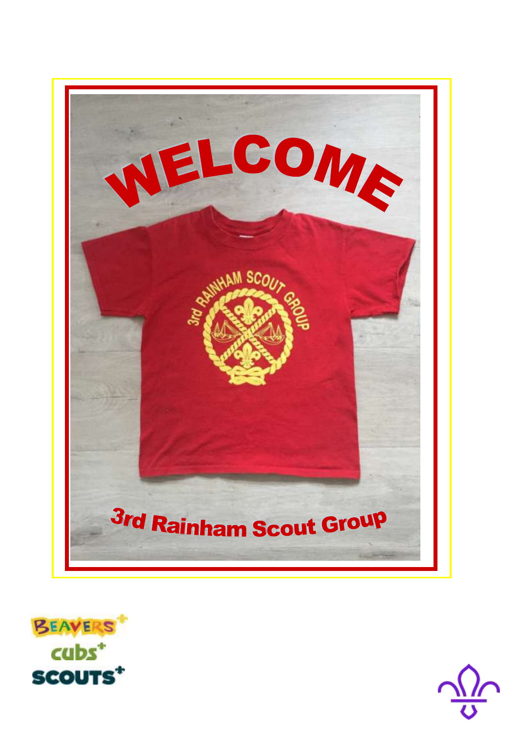# WELCOME

3rd Rainham Scout Group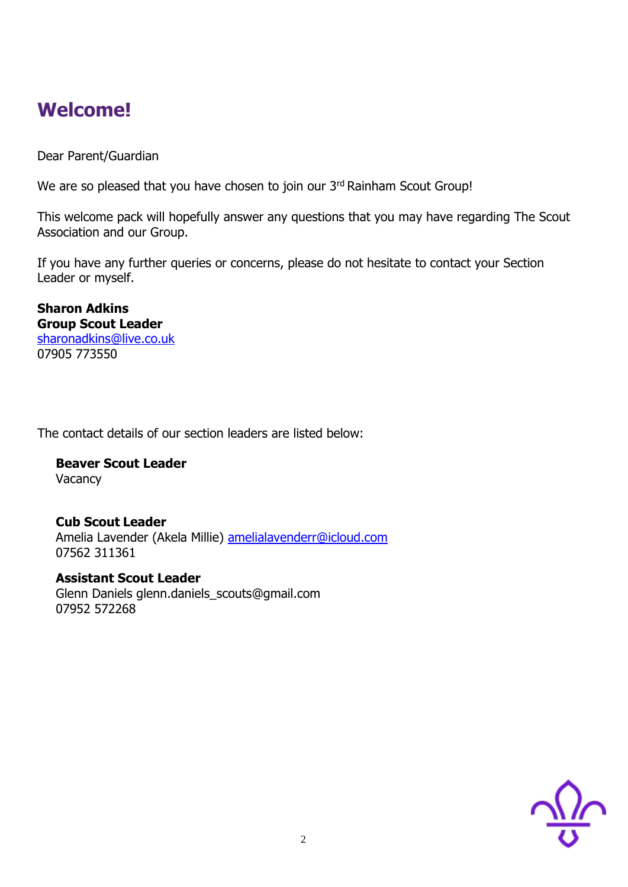# Welcome!

Dear Parent/Guardian

We are so pleased that you have chosen to join our 3rd Rainham Scout Group!

This welcome pack will hopefully answer any questions that you may have regarding The Scout Association and our Group.

If you have any further queries or concerns, please do not hesitate to contact your Section Leader or myself.

**Sharon Adkins**
**Group Scout Leader**
sharonadkins@live.co.uk
07905 773550

The contact details of our section leaders are listed below:

**Beaver Scout Leader**
Vacancy

**Cub Scout Leader**
Amelia Lavender (Akela Millie) amelialavenderr@icloud.com
07562 311361

**Assistant Scout Leader**
Glenn Daniels glenn.daniels_scouts@gmail.com
07952 572268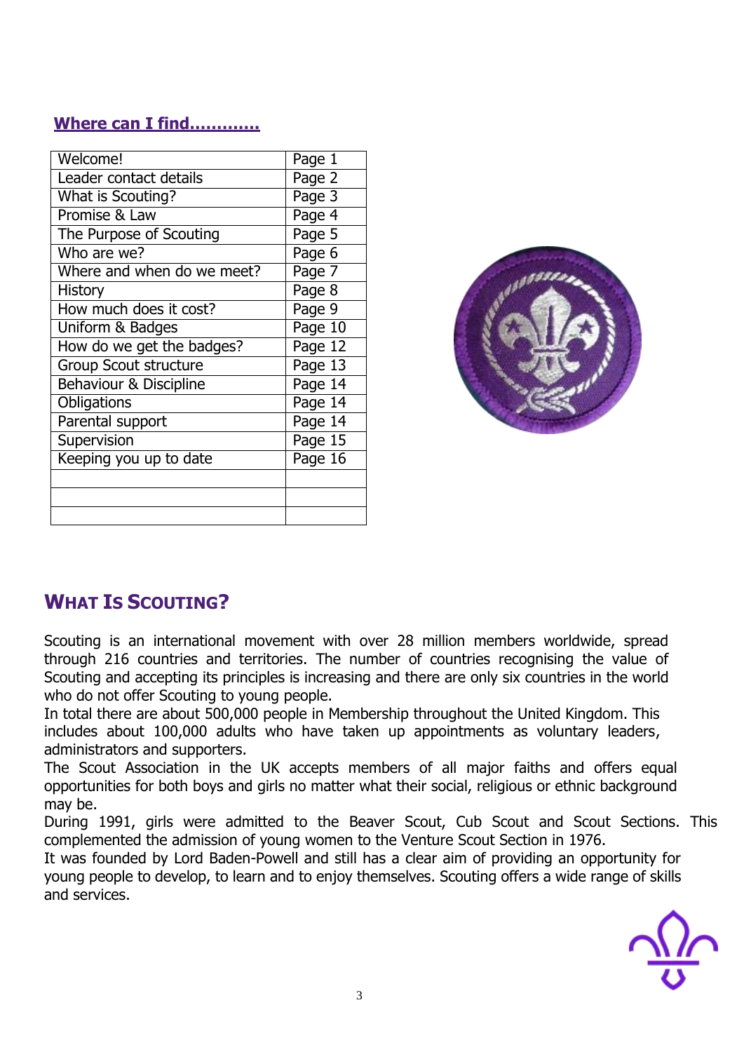## Where can I find............

| | |
|---|---|
| Welcome! | Page 1 |
| Leader contact details | Page 2 |
| What is Scouting? | Page 3 |
| Promise & Law | Page 4 |
| The Purpose of Scouting | Page 5 |
| Who are we? | Page 6 |
| Where and when do we meet? | Page 7 |
| History | Page 8 |
| How much does it cost? | Page 9 |
| Uniform & Badges | Page 10 |
| How do we get the badges? | Page 12 |
| Group Scout structure | Page 13 |
| Behaviour & Discipline | Page 14 |
| Obligations | Page 14 |
| Parental support | Page 14 |
| Supervision | Page 15 |
| Keeping you up to date | Page 16 |
| | |
| | |
| | |

## WHAT IS SCOUTING?

Scouting is an international movement with over 28 million members worldwide, spread through 216 countries and territories. The number of countries recognising the value of Scouting and accepting its principles is increasing and there are only six countries in the world who do not offer Scouting to young people.

In total there are about 500,000 people in Membership throughout the United Kingdom. This includes about 100,000 adults who have taken up appointments as voluntary leaders, administrators and supporters.

The Scout Association in the UK accepts members of all major faiths and offers equal opportunities for both boys and girls no matter what their social, religious or ethnic background may be.

During 1991, girls were admitted to the Beaver Scout, Cub Scout and Scout Sections. This complemented the admission of young women to the Venture Scout Section in 1976.

It was founded by Lord Baden-Powell and still has a clear aim of providing an opportunity for young people to develop, to learn and to enjoy themselves. Scouting offers a wide range of skills and services.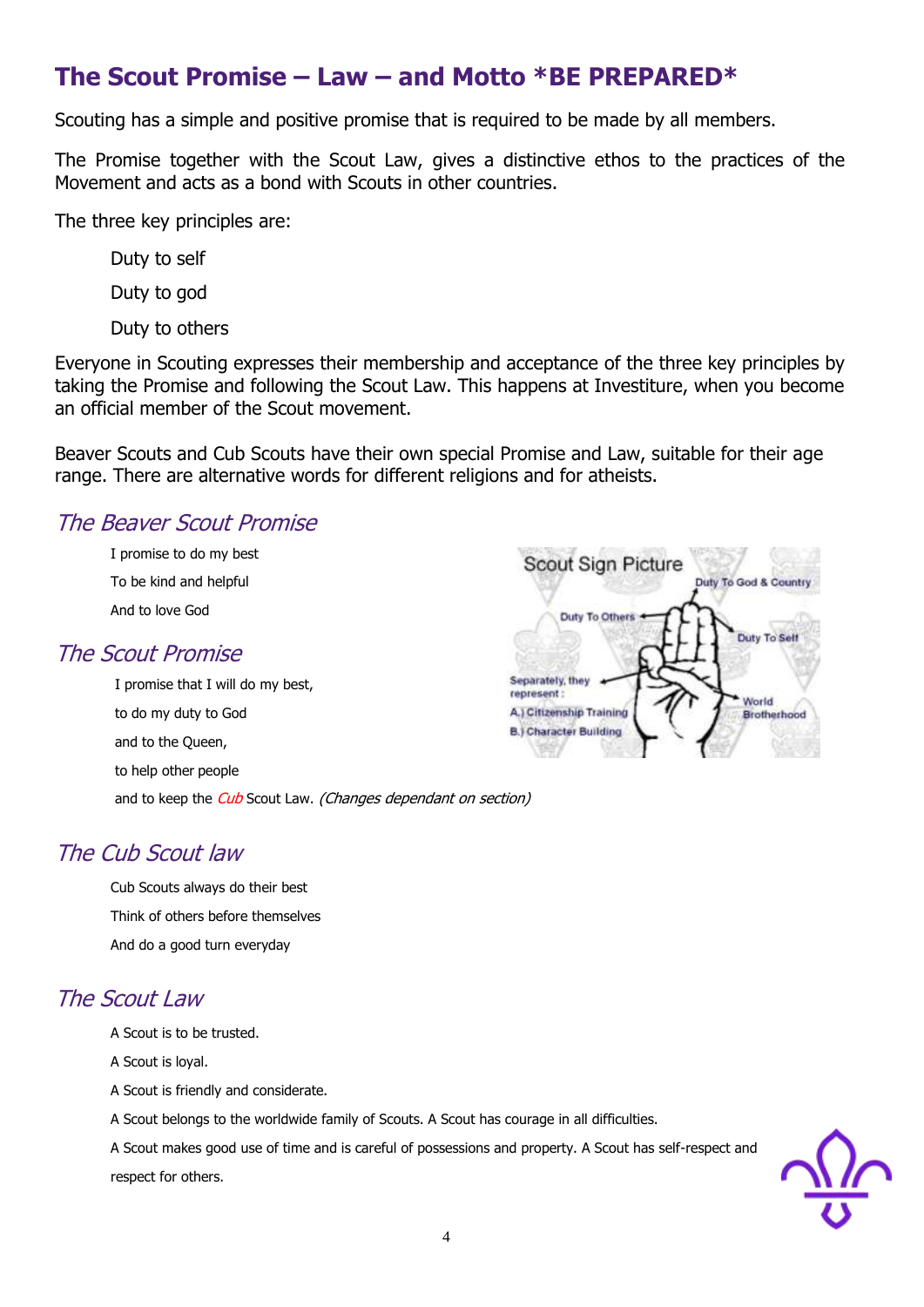# The Scout Promise – Law – and Motto *BE PREPARED*

Scouting has a simple and positive promise that is required to be made by all members.

The Promise together with the Scout Law, gives a distinctive ethos to the practices of the Movement and acts as a bond with Scouts in other countries.

The three key principles are:

Duty to self

Duty to god

Duty to others

Everyone in Scouting expresses their membership and acceptance of the three key principles by taking the Promise and following the Scout Law. This happens at Investiture, when you become an official member of the Scout movement.

Beaver Scouts and Cub Scouts have their own special Promise and Law, suitable for their age range. There are alternative words for different religions and for atheists.

## *The Beaver Scout Promise*

I promise to do my best

To be kind and helpful

And to love God

## *The Scout Promise*

I promise that I will do my best,

to do my duty to God

and to the Queen,

to help other people

and to keep the *Cub* Scout Law. *(Changes dependant on section)*

## *The Cub Scout law*

Cub Scouts always do their best

Think of others before themselves

And do a good turn everyday

## *The Scout Law*

A Scout is to be trusted.

A Scout is loyal.

A Scout is friendly and considerate.

A Scout belongs to the worldwide family of Scouts. A Scout has courage in all difficulties.

A Scout makes good use of time and is careful of possessions and property. A Scout has self-respect and respect for others.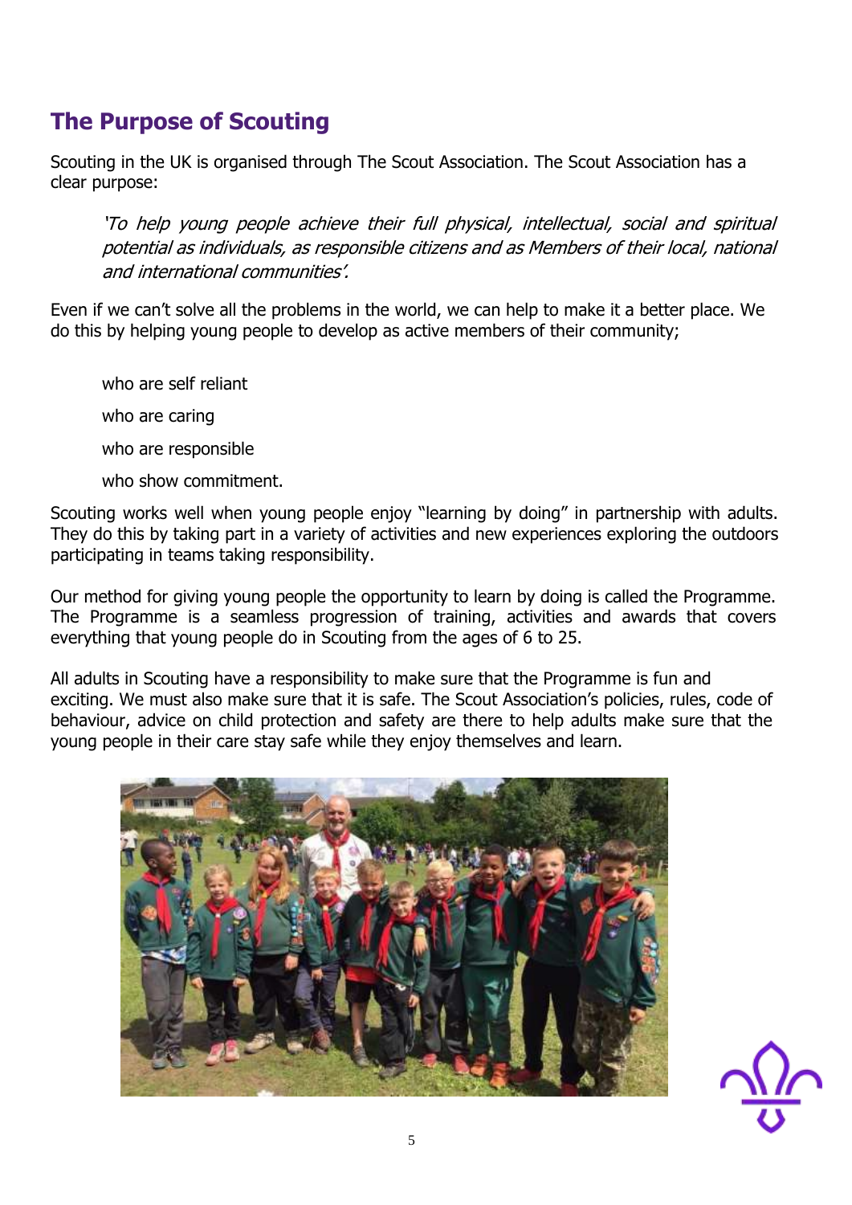## The Purpose of Scouting

Scouting in the UK is organised through The Scout Association. The Scout Association has a clear purpose:

> *'To help young people achieve their full physical, intellectual, social and spiritual potential as individuals, as responsible citizens and as Members of their local, national and international communities'.*

Even if we can't solve all the problems in the world, we can help to make it a better place. We do this by helping young people to develop as active members of their community;

- who are self reliant
- who are caring
- who are responsible
- who show commitment.

Scouting works well when young people enjoy "learning by doing" in partnership with adults. They do this by taking part in a variety of activities and new experiences exploring the outdoors participating in teams taking responsibility.

Our method for giving young people the opportunity to learn by doing is called the Programme. The Programme is a seamless progression of training, activities and awards that covers everything that young people do in Scouting from the ages of 6 to 25.

All adults in Scouting have a responsibility to make sure that the Programme is fun and exciting. We must also make sure that it is safe. The Scout Association's policies, rules, code of behaviour, advice on child protection and safety are there to help adults make sure that the young people in their care stay safe while they enjoy themselves and learn.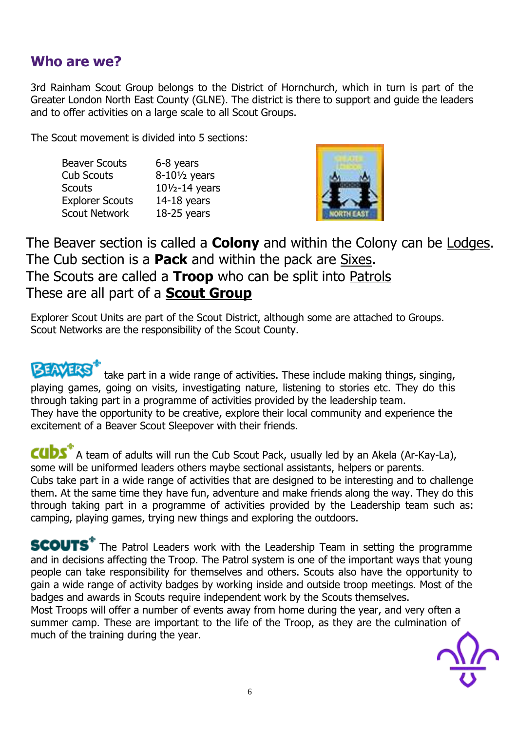## Who are we?

3rd Rainham Scout Group belongs to the District of Hornchurch, which in turn is part of the Greater London North East County (GLNE). The district is there to support and guide the leaders and to offer activities on a large scale to all Scout Groups.

The Scout movement is divided into 5 sections:

| | |
|---|---|
| Beaver Scouts | 6-8 years |
| Cub Scouts | 8-10½ years |
| Scouts | 10½-14 years |
| Explorer Scouts | 14-18 years |
| Scout Network | 18-25 years |

The Beaver section is called a **Colony** and within the Colony can be Lodges.
The Cub section is a **Pack** and within the pack are Sixes.
The Scouts are called a **Troop** who can be split into Patrols
These are all part of a **Scout Group**

Explorer Scout Units are part of the Scout District, although some are attached to Groups. Scout Networks are the responsibility of the Scout County.

**BEAVERS** take part in a wide range of activities. These include making things, singing, playing games, going on visits, investigating nature, listening to stories etc. They do this through taking part in a programme of activities provided by the leadership team.
They have the opportunity to be creative, explore their local community and experience the excitement of a Beaver Scout Sleepover with their friends.

**cubs** A team of adults will run the Cub Scout Pack, usually led by an Akela (Ar-Kay-La), some will be uniformed leaders others maybe sectional assistants, helpers or parents.
Cubs take part in a wide range of activities that are designed to be interesting and to challenge them. At the same time they have fun, adventure and make friends along the way. They do this through taking part in a programme of activities provided by the Leadership team such as: camping, playing games, trying new things and exploring the outdoors.

**SCOUTS** The Patrol Leaders work with the Leadership Team in setting the programme and in decisions affecting the Troop. The Patrol system is one of the important ways that young people can take responsibility for themselves and others. Scouts also have the opportunity to gain a wide range of activity badges by working inside and outside troop meetings. Most of the badges and awards in Scouts require independent work by the Scouts themselves.
Most Troops will offer a number of events away from home during the year, and very often a summer camp. These are important to the life of the Troop, as they are the culmination of much of the training during the year.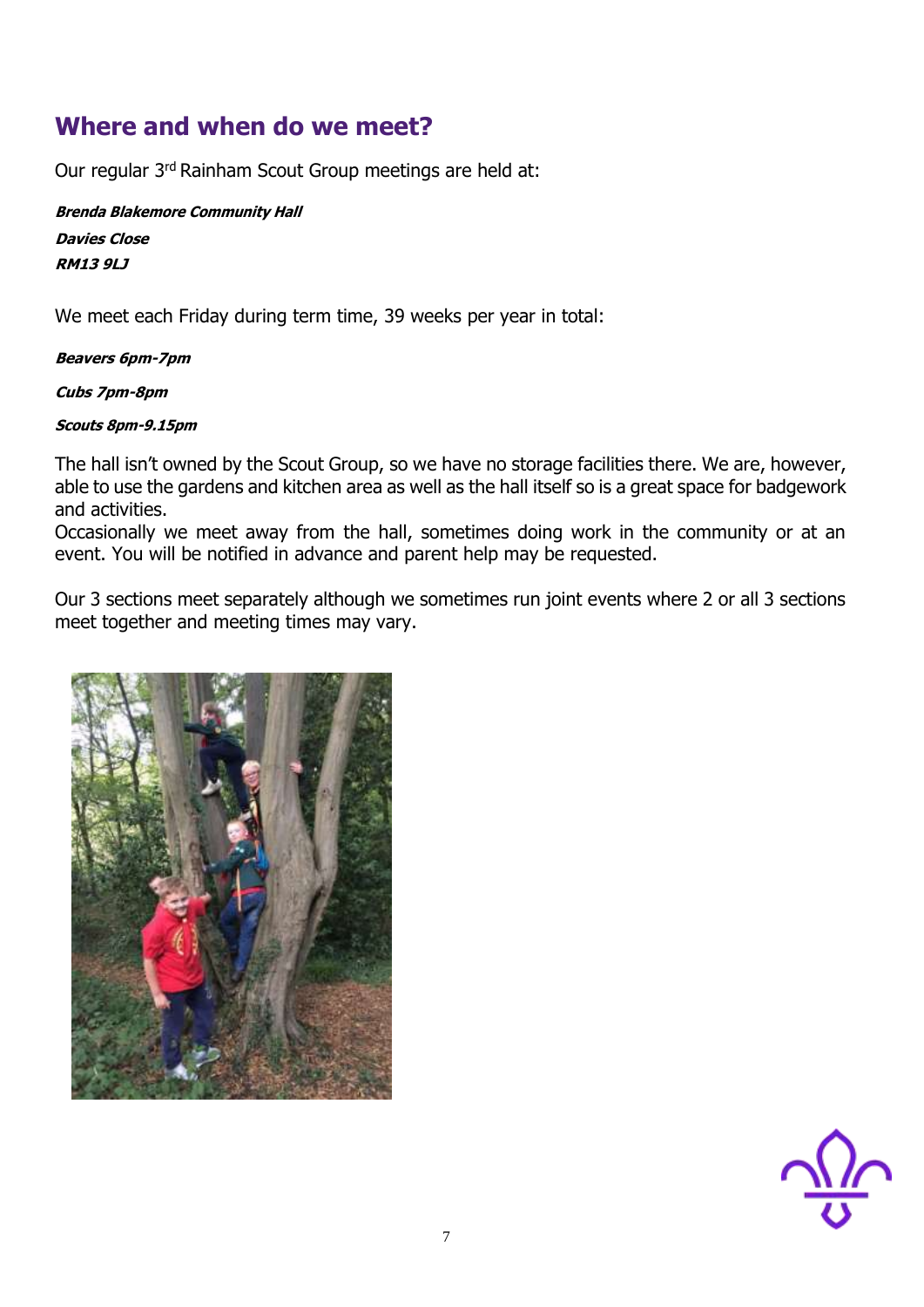## Where and when do we meet?

Our regular 3rd Rainham Scout Group meetings are held at:

***Brenda Blakemore Community Hall***
***Davies Close***
***RM13 9LJ***

We meet each Friday during term time, 39 weeks per year in total:

***Beavers 6pm-7pm***

***Cubs 7pm-8pm***

***Scouts 8pm-9.15pm***

The hall isn't owned by the Scout Group, so we have no storage facilities there. We are, however, able to use the gardens and kitchen area as well as the hall itself so is a great space for badgework and activities.
Occasionally we meet away from the hall, sometimes doing work in the community or at an event. You will be notified in advance and parent help may be requested.

Our 3 sections meet separately although we sometimes run joint events where 2 or all 3 sections meet together and meeting times may vary.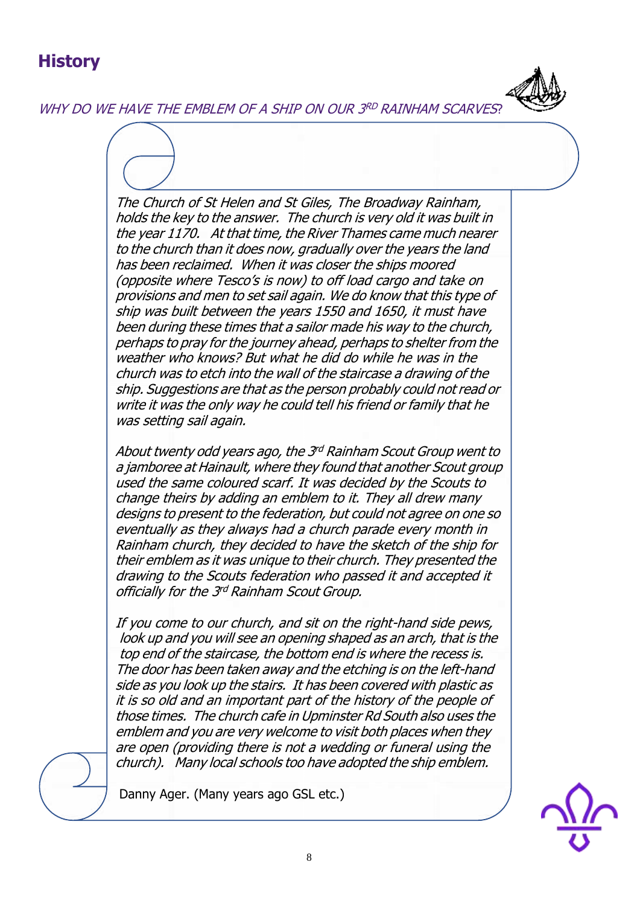# History

*WHY DO WE HAVE THE EMBLEM OF A SHIP ON OUR 3RD RAINHAM SCARVES?*

*The Church of St Helen and St Giles, The Broadway Rainham, holds the key to the answer. The church is very old it was built in the year 1170. At that time, the River Thames came much nearer to the church than it does now, gradually over the years the land has been reclaimed. When it was closer the ships moored (opposite where Tesco's is now) to off load cargo and take on provisions and men to set sail again. We do know that this type of ship was built between the years 1550 and 1650, it must have been during these times that a sailor made his way to the church, perhaps to pray for the journey ahead, perhaps to shelter from the weather who knows? But what he did do while he was in the church was to etch into the wall of the staircase a drawing of the ship. Suggestions are that as the person probably could not read or write it was the only way he could tell his friend or family that he was setting sail again.*

*About twenty odd years ago, the 3rd Rainham Scout Group went to a jamboree at Hainault, where they found that another Scout group used the same coloured scarf. It was decided by the Scouts to change theirs by adding an emblem to it. They all drew many designs to present to the federation, but could not agree on one so eventually as they always had a church parade every month in Rainham church, they decided to have the sketch of the ship for their emblem as it was unique to their church. They presented the drawing to the Scouts federation who passed it and accepted it officially for the 3rd Rainham Scout Group.*

*If you come to our church, and sit on the right-hand side pews, look up and you will see an opening shaped as an arch, that is the top end of the staircase, the bottom end is where the recess is. The door has been taken away and the etching is on the left-hand side as you look up the stairs. It has been covered with plastic as it is so old and an important part of the history of the people of those times. The church cafe in Upminster Rd South also uses the emblem and you are very welcome to visit both places when they are open (providing there is not a wedding or funeral using the church). Many local schools too have adopted the ship emblem.*

Danny Ager. (Many years ago GSL etc.)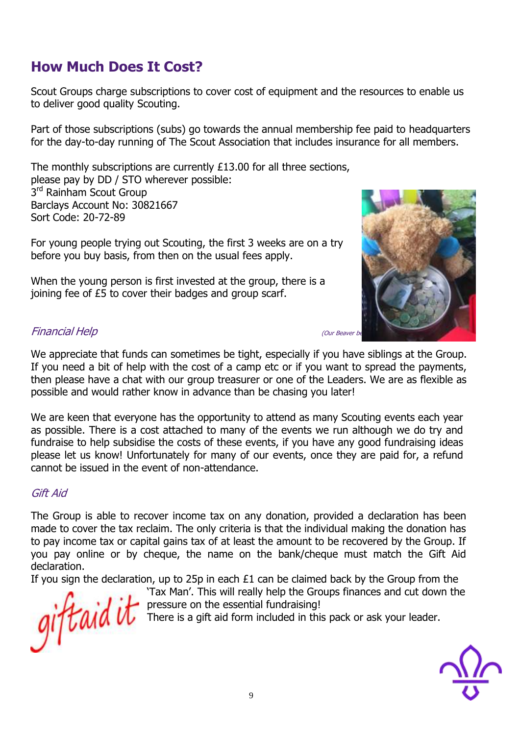# How Much Does It Cost?

Scout Groups charge subscriptions to cover cost of equipment and the resources to enable us to deliver good quality Scouting.

Part of those subscriptions (subs) go towards the annual membership fee paid to headquarters for the day-to-day running of The Scout Association that includes insurance for all members.

The monthly subscriptions are currently £13.00 for all three sections, please pay by DD / STO wherever possible:
3rd Rainham Scout Group
Barclays Account No: 30821667
Sort Code: 20-72-89

For young people trying out Scouting, the first 3 weeks are on a try before you buy basis, from then on the usual fees apply.

When the young person is first invested at the group, there is a joining fee of £5 to cover their badges and group scarf.

*(Our Beaver be*

## *Financial Help*

We appreciate that funds can sometimes be tight, especially if you have siblings at the Group. If you need a bit of help with the cost of a camp etc or if you want to spread the payments, then please have a chat with our group treasurer or one of the Leaders. We are as flexible as possible and would rather know in advance than be chasing you later!

We are keen that everyone has the opportunity to attend as many Scouting events each year as possible. There is a cost attached to many of the events we run although we do try and fundraise to help subsidise the costs of these events, if you have any good fundraising ideas please let us know! Unfortunately for many of our events, once they are paid for, a refund cannot be issued in the event of non-attendance.

## *Gift Aid*

The Group is able to recover income tax on any donation, provided a declaration has been made to cover the tax reclaim. The only criteria is that the individual making the donation has to pay income tax or capital gains tax of at least the amount to be recovered by the Group. If you pay online or by cheque, the name on the bank/cheque must match the Gift Aid declaration.

If you sign the declaration, up to 25p in each £1 can be claimed back by the Group from the 'Tax Man'. This will really help the Groups finances and cut down the pressure on the essential fundraising!

giftaid it

There is a gift aid form included in this pack or ask your leader.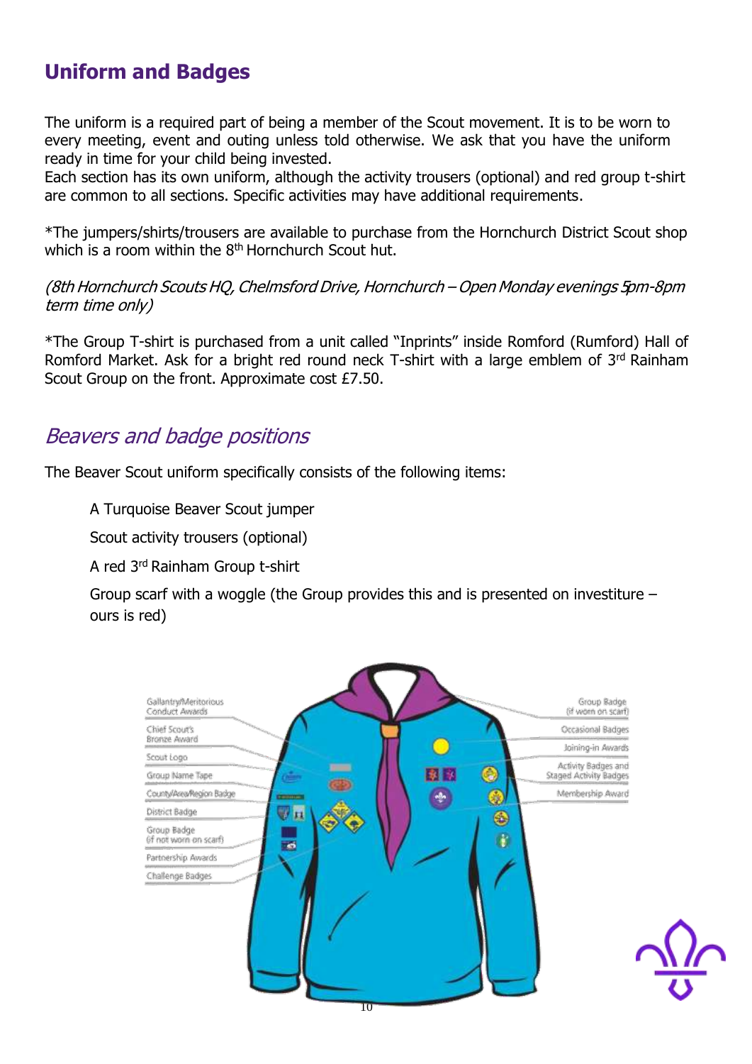## Uniform and Badges

The uniform is a required part of being a member of the Scout movement. It is to be worn to every meeting, event and outing unless told otherwise. We ask that you have the uniform ready in time for your child being invested.
Each section has its own uniform, although the activity trousers (optional) and red group t-shirt are common to all sections. Specific activities may have additional requirements.

*The jumpers/shirts/trousers are available to purchase from the Hornchurch District Scout shop which is a room within the 8th Hornchurch Scout hut.

*(8th Hornchurch Scouts HQ, Chelmsford Drive, Hornchurch – Open Monday evenings 5pm-8pm term time only)*

*The Group T-shirt is purchased from a unit called "Inprints" inside Romford (Rumford) Hall of Romford Market. Ask for a bright red round neck T-shirt with a large emblem of 3rd Rainham Scout Group on the front. Approximate cost £7.50.

### *Beavers and badge positions*

The Beaver Scout uniform specifically consists of the following items:

A Turquoise Beaver Scout jumper

Scout activity trousers (optional)

A red 3rd Rainham Group t-shirt

Group scarf with a woggle (the Group provides this and is presented on investiture – ours is red)

Gallantry/Meritorious Conduct Awards
Chief Scout's Bronze Award
Scout Logo
Group Name Tape
County/Area/Region Badge
District Badge
Group Badge (if not worn on scarf)
Partnership Awards
Challenge Badges

Group Badge (if worn on scarf)
Occasional Badges
Joining-in Awards
Activity Badges and Staged Activity Badges
Membership Award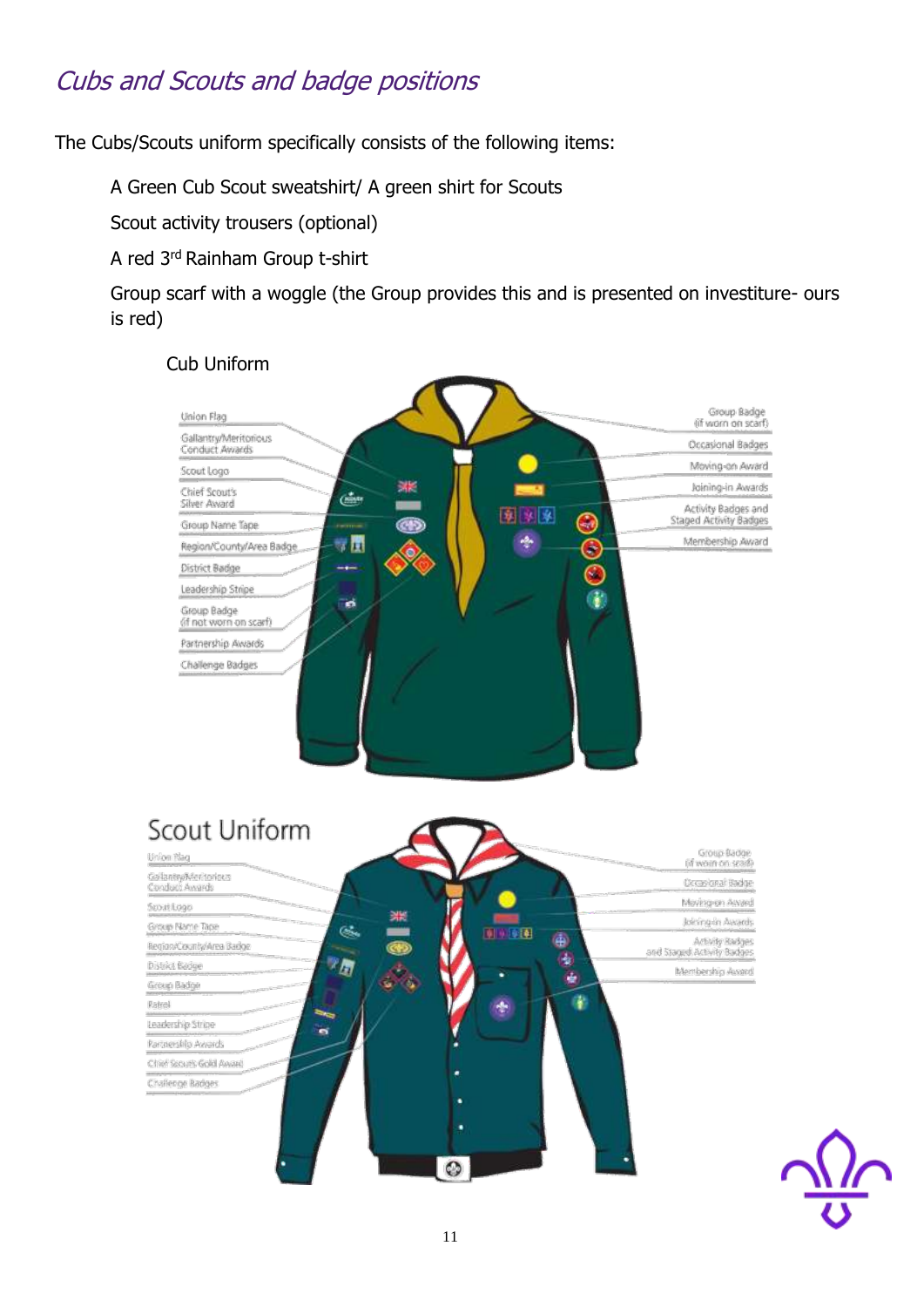## *Cubs and Scouts and badge positions*

The Cubs/Scouts uniform specifically consists of the following items:

A Green Cub Scout sweatshirt/ A green shirt for Scouts

Scout activity trousers (optional)

A red 3rd Rainham Group t-shirt

Group scarf with a woggle (the Group provides this and is presented on investiture- ours is red)

Cub Uniform

Union Flag
Gallantry/Meritorious Conduct Awards
Scout Logo
Chief Scout's Silver Award
Group Name Tape
Region/County/Area Badge
District Badge
Leadership Stripe
Group Badge (if not worn on scarf)
Partnership Awards
Challenge Badges

Group Badge (if worn on scarf)
Occasional Badges
Moving-on Award
Joining-in Awards
Activity Badges and Staged Activity Badges
Membership Award

Scout Uniform

Union Flag
Gallantry/Meritorious Conduct Awards
Scout Logo
Group Name Tape
Region/County/Area Badge
District Badge
Group Badge
Patrol
Leadership Stripe
Partnership Awards
Chief Scout's Gold Award
Challenge Badges

Group Badge (if worn on scarf)
Occasional Badge
Moving-on Award
Joining-in Awards
Activity Badges and Staged Activity Badges
Membership Award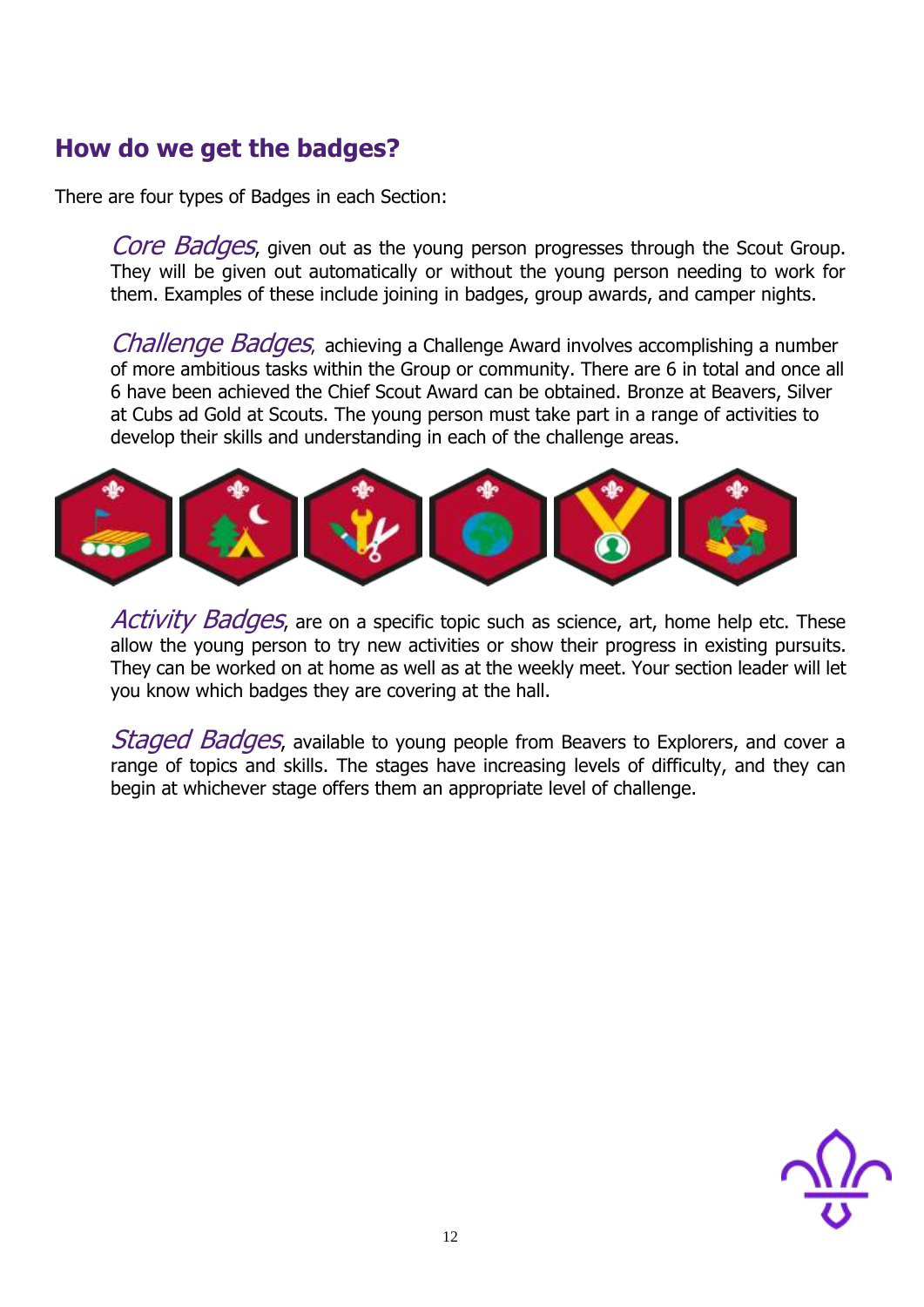## How do we get the badges?

There are four types of Badges in each Section:

*Core Badges*, given out as the young person progresses through the Scout Group. They will be given out automatically or without the young person needing to work for them. Examples of these include joining in badges, group awards, and camper nights.

*Challenge Badges*, achieving a Challenge Award involves accomplishing a number of more ambitious tasks within the Group or community. There are 6 in total and once all 6 have been achieved the Chief Scout Award can be obtained. Bronze at Beavers, Silver at Cubs ad Gold at Scouts. The young person must take part in a range of activities to develop their skills and understanding in each of the challenge areas.

*Activity Badges*, are on a specific topic such as science, art, home help etc. These allow the young person to try new activities or show their progress in existing pursuits. They can be worked on at home as well as at the weekly meet. Your section leader will let you know which badges they are covering at the hall.

*Staged Badges*, available to young people from Beavers to Explorers, and cover a range of topics and skills. The stages have increasing levels of difficulty, and they can begin at whichever stage offers them an appropriate level of challenge.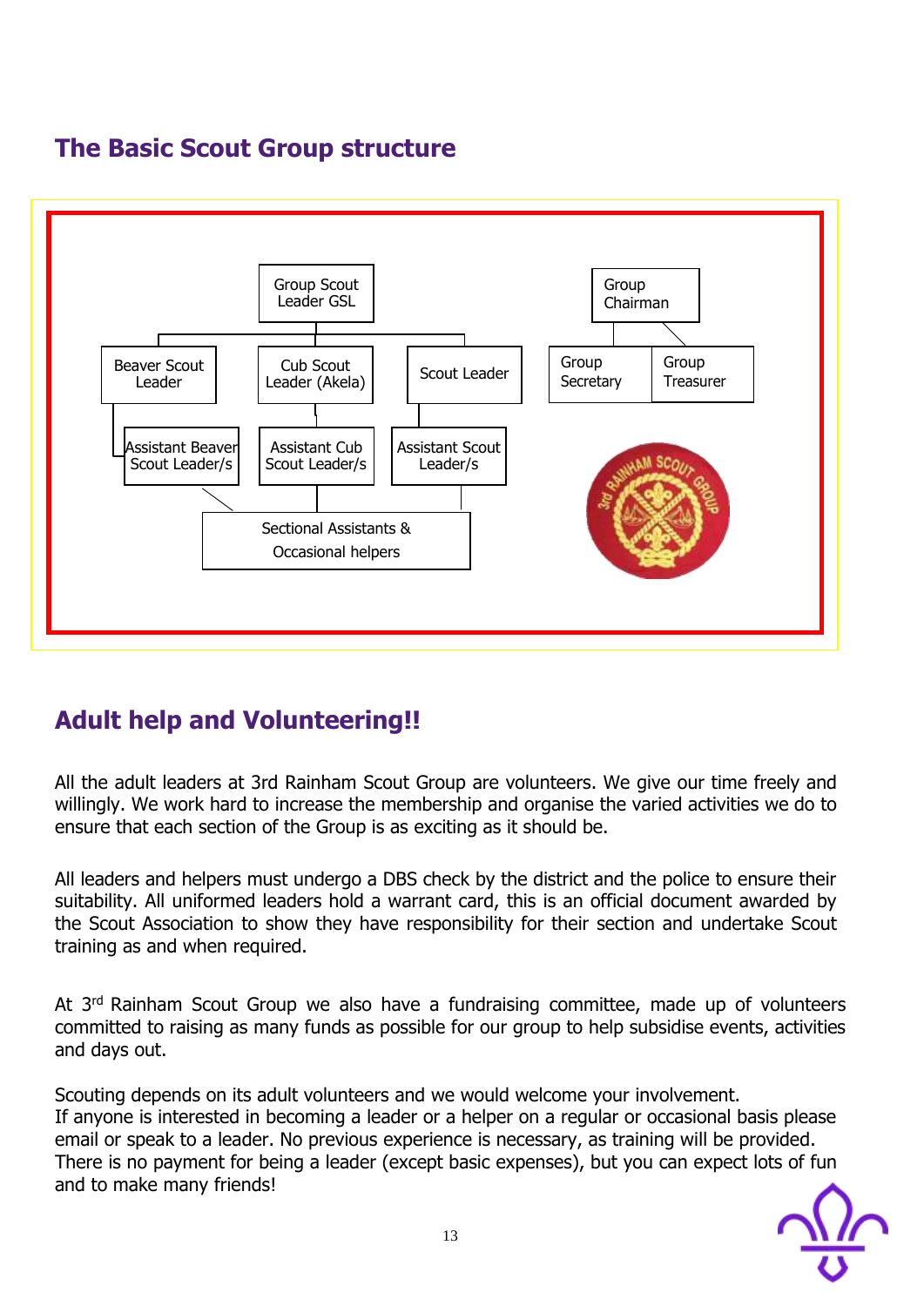## The Basic Scout Group structure

- Group Scout Leader GSL
  - Beaver Scout Leader
    - Assistant Beaver Scout Leader/s
  - Cub Scout Leader (Akela)
    - Assistant Cub Scout Leader/s
  - Scout Leader
    - Assistant Scout Leader/s
  - Sectional Assistants & Occasional helpers
- Group Chairman
  - Group Secretary
  - Group Treasurer

## Adult help and Volunteering!!

All the adult leaders at 3rd Rainham Scout Group are volunteers. We give our time freely and willingly. We work hard to increase the membership and organise the varied activities we do to ensure that each section of the Group is as exciting as it should be.

All leaders and helpers must undergo a DBS check by the district and the police to ensure their suitability. All uniformed leaders hold a warrant card, this is an official document awarded by the Scout Association to show they have responsibility for their section and undertake Scout training as and when required.

At 3rd Rainham Scout Group we also have a fundraising committee, made up of volunteers committed to raising as many funds as possible for our group to help subsidise events, activities and days out.

Scouting depends on its adult volunteers and we would welcome your involvement.
If anyone is interested in becoming a leader or a helper on a regular or occasional basis please email or speak to a leader. No previous experience is necessary, as training will be provided. There is no payment for being a leader (except basic expenses), but you can expect lots of fun and to make many friends!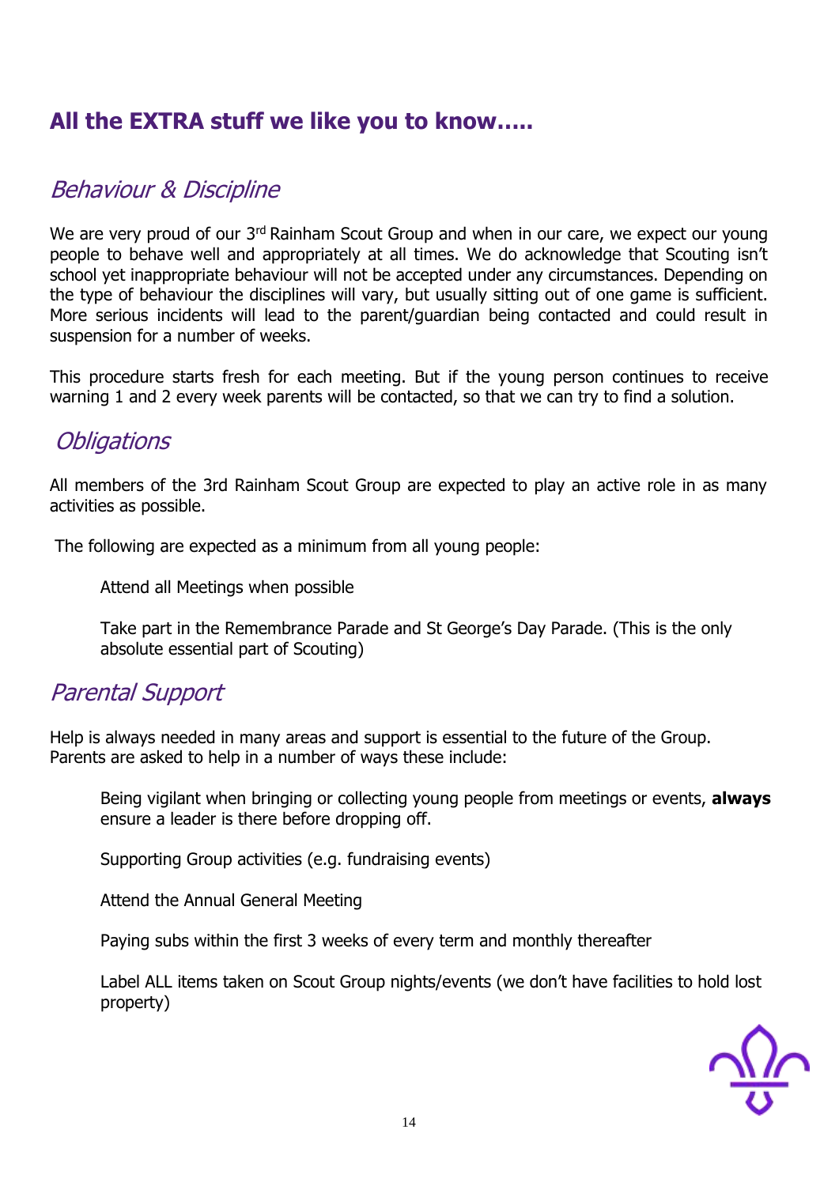## All the EXTRA stuff we like you to know…..

### *Behaviour & Discipline*

We are very proud of our 3rd Rainham Scout Group and when in our care, we expect our young people to behave well and appropriately at all times. We do acknowledge that Scouting isn't school yet inappropriate behaviour will not be accepted under any circumstances. Depending on the type of behaviour the disciplines will vary, but usually sitting out of one game is sufficient. More serious incidents will lead to the parent/guardian being contacted and could result in suspension for a number of weeks.

This procedure starts fresh for each meeting. But if the young person continues to receive warning 1 and 2 every week parents will be contacted, so that we can try to find a solution.

### *Obligations*

All members of the 3rd Rainham Scout Group are expected to play an active role in as many activities as possible.

The following are expected as a minimum from all young people:

Attend all Meetings when possible

Take part in the Remembrance Parade and St George's Day Parade. (This is the only absolute essential part of Scouting)

### *Parental Support*

Help is always needed in many areas and support is essential to the future of the Group. Parents are asked to help in a number of ways these include:

Being vigilant when bringing or collecting young people from meetings or events, **always** ensure a leader is there before dropping off.

Supporting Group activities (e.g. fundraising events)

Attend the Annual General Meeting

Paying subs within the first 3 weeks of every term and monthly thereafter

Label ALL items taken on Scout Group nights/events (we don't have facilities to hold lost property)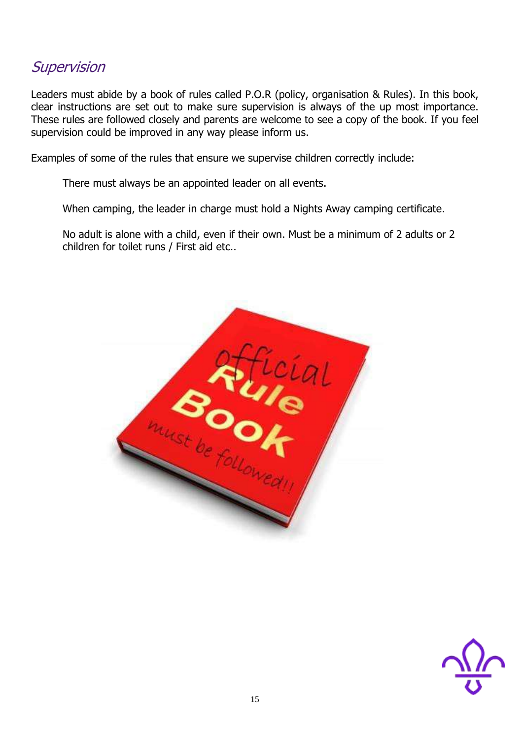## *Supervision*

Leaders must abide by a book of rules called P.O.R (policy, organisation & Rules). In this book, clear instructions are set out to make sure supervision is always of the up most importance. These rules are followed closely and parents are welcome to see a copy of the book. If you feel supervision could be improved in any way please inform us.

Examples of some of the rules that ensure we supervise children correctly include:

> There must always be an appointed leader on all events.
>
> When camping, the leader in charge must hold a Nights Away camping certificate.
>
> No adult is alone with a child, even if their own. Must be a minimum of 2 adults or 2 children for toilet runs / First aid etc..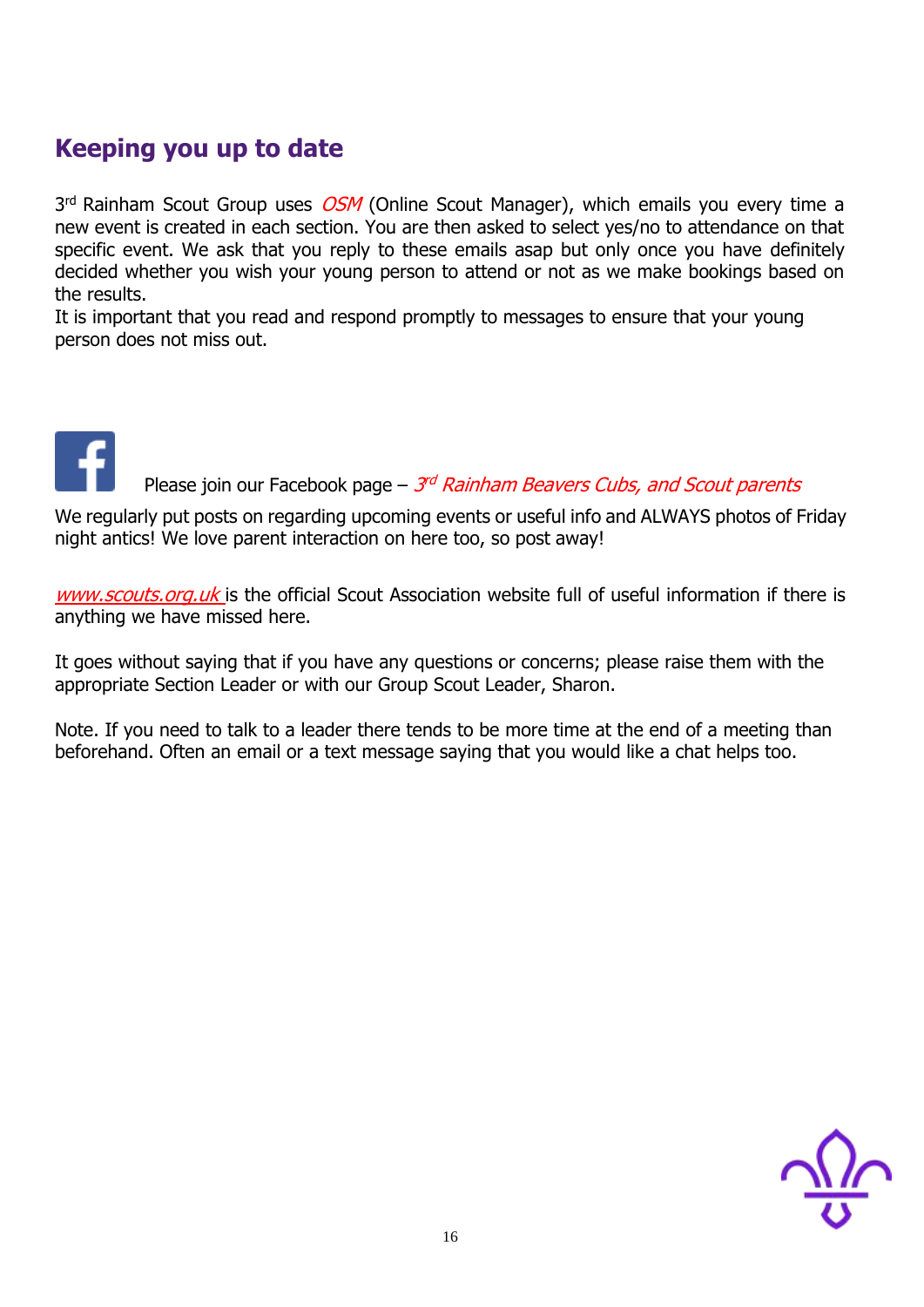## Keeping you up to date

3rd Rainham Scout Group uses *OSM* (Online Scout Manager), which emails you every time a new event is created in each section. You are then asked to select yes/no to attendance on that specific event. We ask that you reply to these emails asap but only once you have definitely decided whether you wish your young person to attend or not as we make bookings based on the results.

It is important that you read and respond promptly to messages to ensure that your young person does not miss out.

Please join our Facebook page – *3rd Rainham Beavers Cubs, and Scout parents*

We regularly put posts on regarding upcoming events or useful info and ALWAYS photos of Friday night antics! We love parent interaction on here too, so post away!

*www.scouts.org.uk* is the official Scout Association website full of useful information if there is anything we have missed here.

It goes without saying that if you have any questions or concerns; please raise them with the appropriate Section Leader or with our Group Scout Leader, Sharon.

Note. If you need to talk to a leader there tends to be more time at the end of a meeting than beforehand. Often an email or a text message saying that you would like a chat helps too.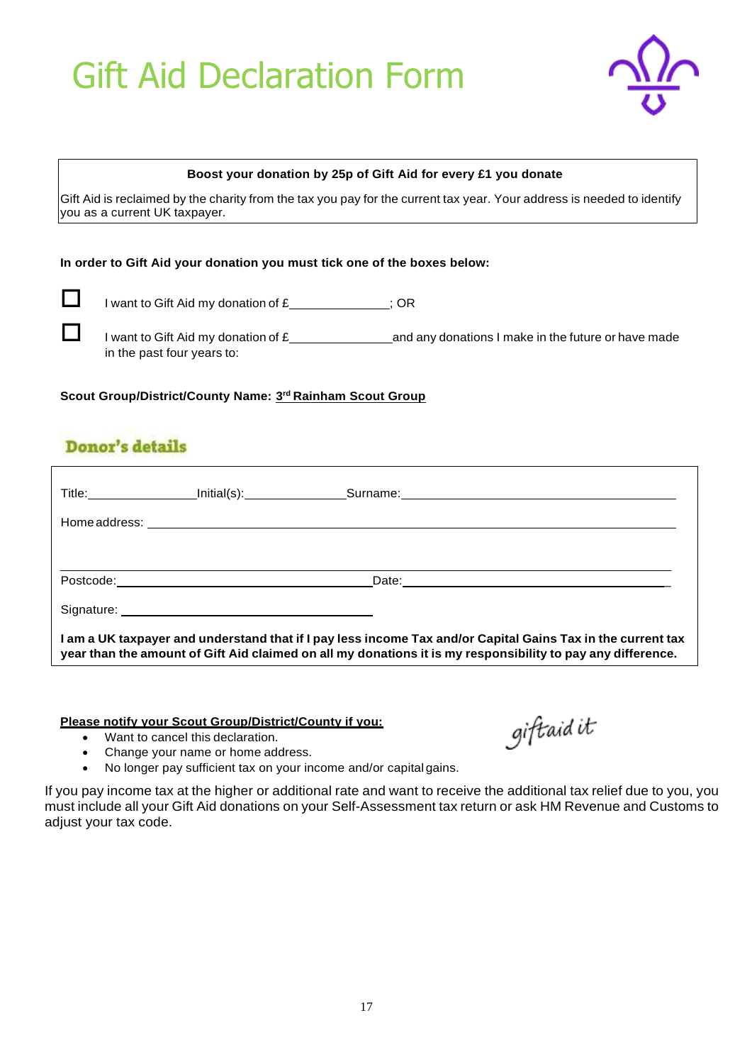# Gift Aid Declaration Form

**Boost your donation by 25p of Gift Aid for every £1 you donate**

Gift Aid is reclaimed by the charity from the tax you pay for the current tax year. Your address is needed to identify you as a current UK taxpayer.

**In order to Gift Aid your donation you must tick one of the boxes below:**

☐ I want to Gift Aid my donation of £______________; OR

☐ I want to Gift Aid my donation of £______________ and any donations I make in the future or have made in the past four years to:

**Scout Group/District/County Name: 3rd Rainham Scout Group**

## Donor's details

Title:______________ Initial(s):______________ Surname:________________________________________

Home address: ________________________________________________________________

________________________________________________________________________________

Postcode:________________________________ Date:________________________________

Signature: ________________________________

**I am a UK taxpayer and understand that if I pay less income Tax and/or Capital Gains Tax in the current tax year than the amount of Gift Aid claimed on all my donations it is my responsibility to pay any difference.**

**Please notify your Scout Group/District/County if you:**

- Want to cancel this declaration.
- Change your name or home address.
- No longer pay sufficient tax on your income and/or capital gains.

giftaid it

If you pay income tax at the higher or additional rate and want to receive the additional tax relief due to you, you must include all your Gift Aid donations on your Self-Assessment tax return or ask HM Revenue and Customs to adjust your tax code.